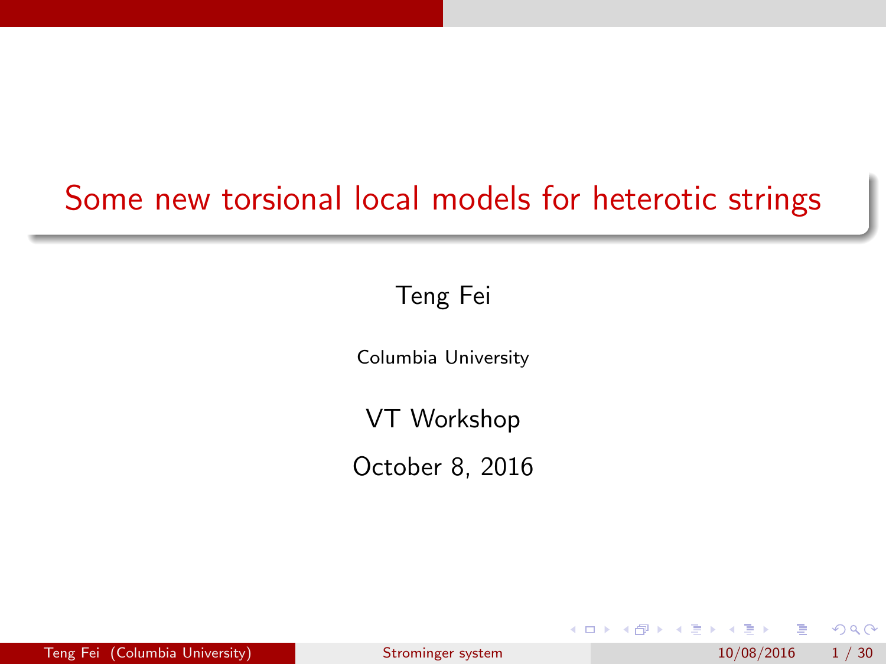# Some new torsional local models for heterotic strings

Teng Fei

Columbia University

VT Workshop

October 8, 2016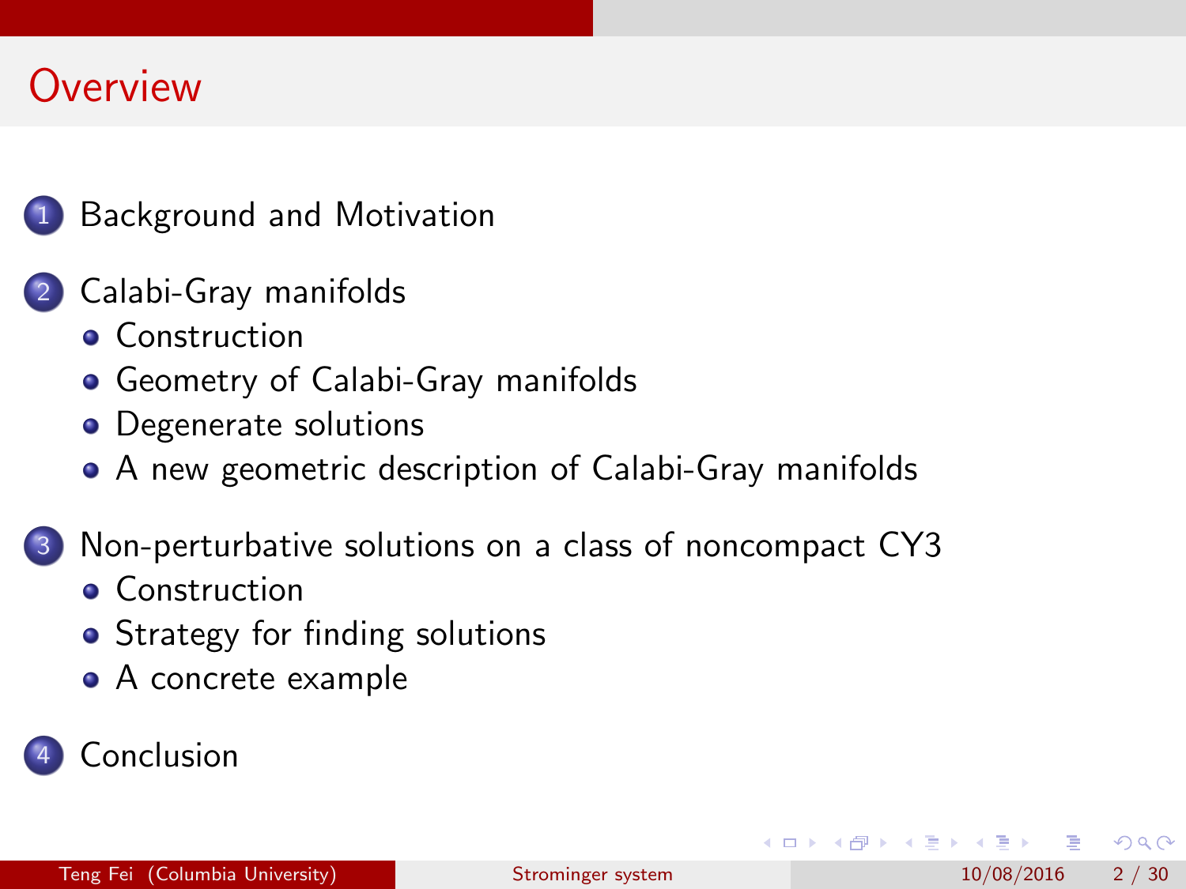# Overview

1. Background and Motivation
2. Calabi-Gray manifolds
   - Construction
   - Geometry of Calabi-Gray manifolds
   - Degenerate solutions
   - A new geometric description of Calabi-Gray manifolds
3. Non-perturbative solutions on a class of noncompact CY3
   - Construction
   - Strategy for finding solutions
   - A concrete example
4. Conclusion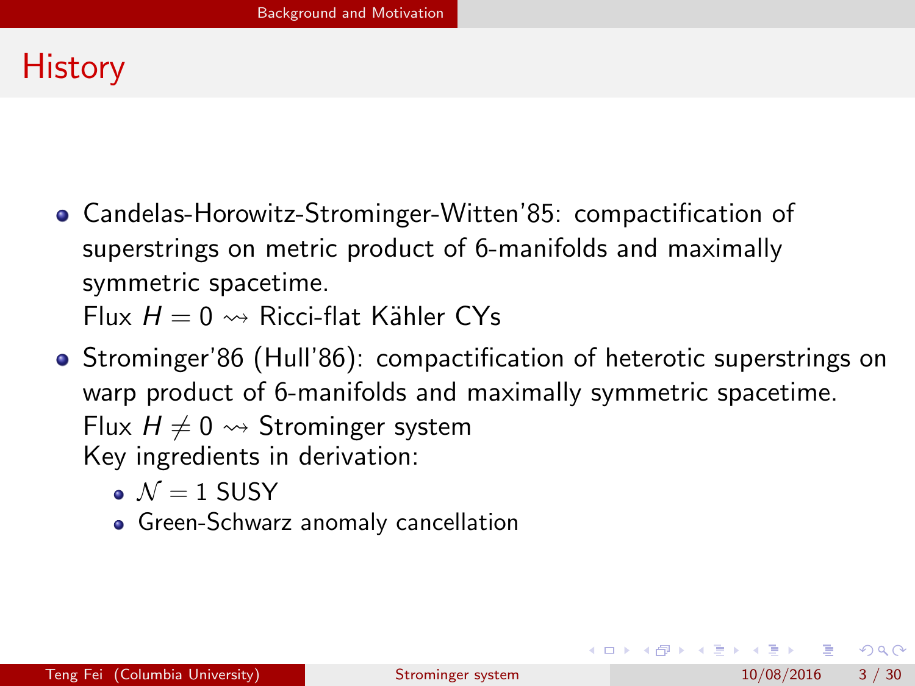# History

- Candelas-Horowitz-Strominger-Witten'85: compactification of superstrings on metric product of 6-manifolds and maximally symmetric spacetime.
  Flux $H = 0 \rightsquigarrow$ Ricci-flat Kähler CYs
- Strominger'86 (Hull'86): compactification of heterotic superstrings on warp product of 6-manifolds and maximally symmetric spacetime.
  Flux $H \neq 0 \rightsquigarrow$ Strominger system
  Key ingredients in derivation:
  - $\mathcal{N} = 1$ SUSY
  - Green-Schwarz anomaly cancellation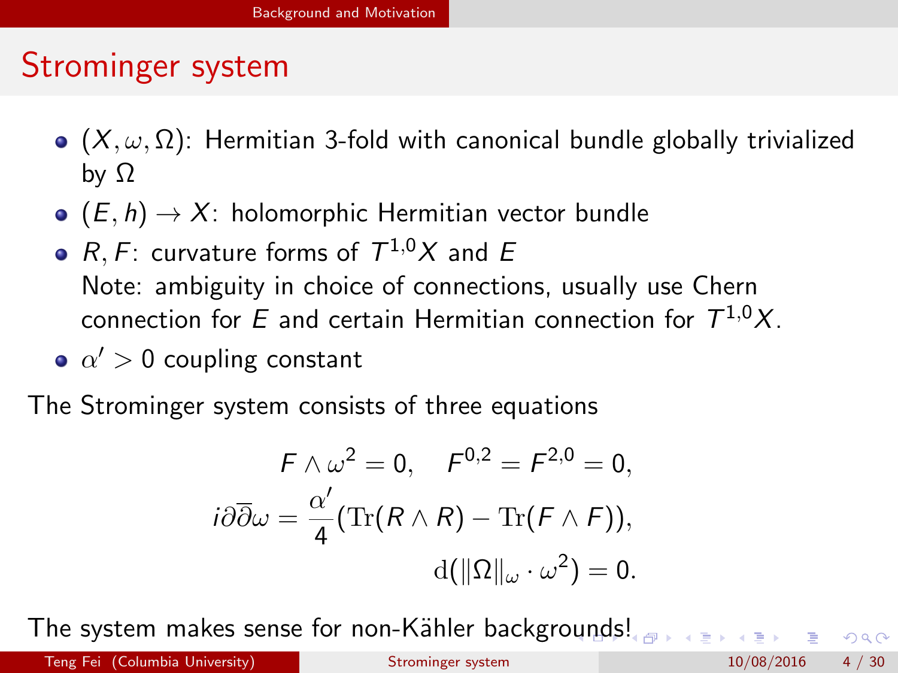## Strominger system

- $(X, \omega, \Omega)$: Hermitian 3-fold with canonical bundle globally trivialized by $\Omega$
- $(E, h) \to X$: holomorphic Hermitian vector bundle
- $R, F$: curvature forms of $T^{1,0}X$ and $E$
  Note: ambiguity in choice of connections, usually use Chern connection for $E$ and certain Hermitian connection for $T^{1,0}X$.
- $\alpha' > 0$ coupling constant

The Strominger system consists of three equations

$$
\begin{aligned}
F \wedge \omega^2 = 0, \quad F^{0,2} = F^{2,0} = 0,\\
i\partial\overline{\partial}\omega = \frac{\alpha'}{4}(\mathrm{Tr}(R \wedge R) - \mathrm{Tr}(F \wedge F)),\\
\mathrm{d}(\|\Omega\|_\omega \cdot \omega^2) = 0.
\end{aligned}
$$

The system makes sense for non-Kähler backgrounds!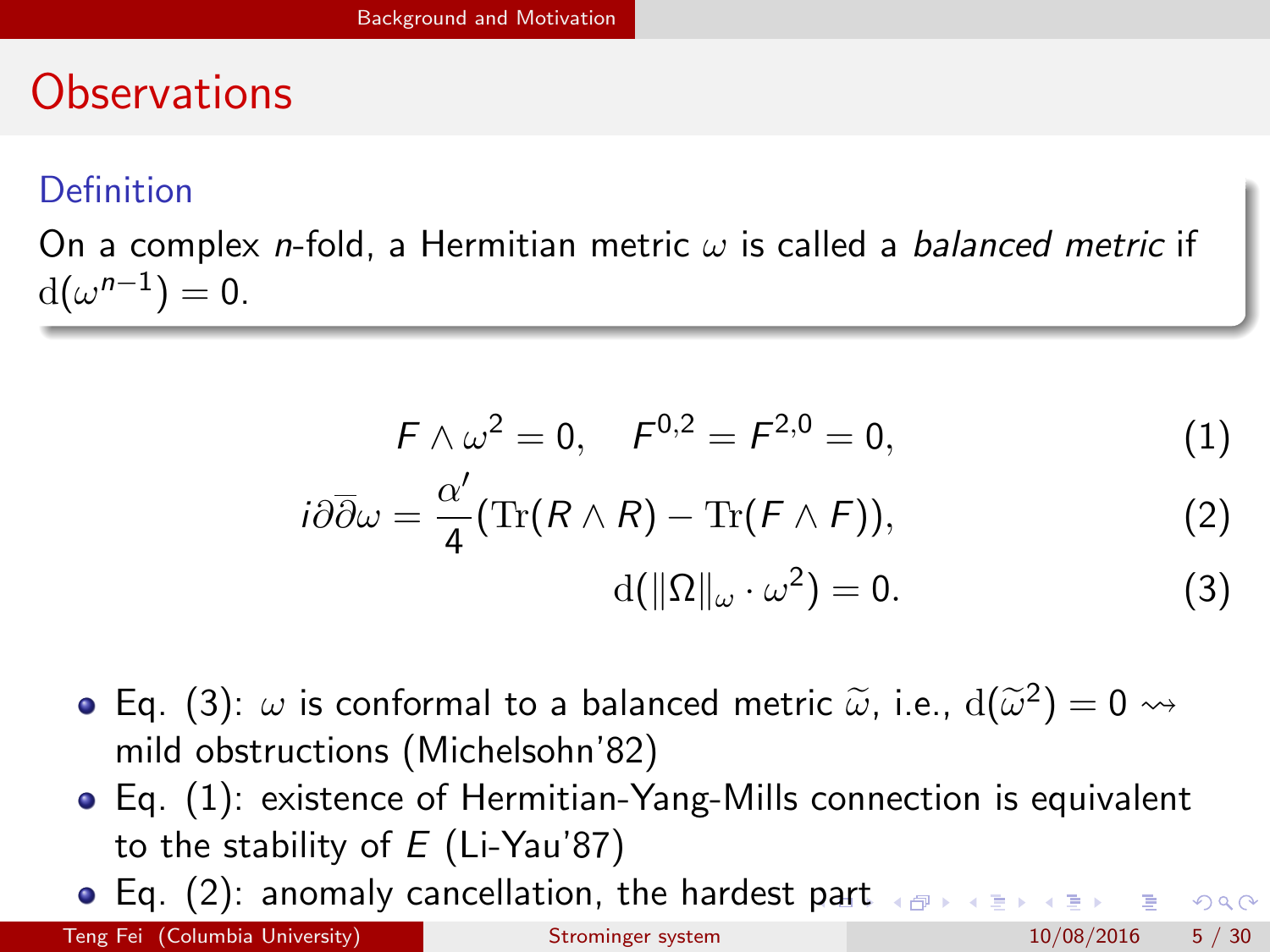# Observations

**Definition**

On a complex $n$-fold, a Hermitian metric $\omega$ is called a *balanced metric* if $\mathrm{d}(\omega^{n-1}) = 0$.

$$F \wedge \omega^2 = 0, \quad F^{0,2} = F^{2,0} = 0, \tag{1}$$

$$i\partial\bar{\partial}\omega = \frac{\alpha'}{4}(\mathrm{Tr}(R \wedge R) - \mathrm{Tr}(F \wedge F)), \tag{2}$$

$$\mathrm{d}(\|\Omega\|_\omega \cdot \omega^2) = 0. \tag{3}$$

- Eq. (3): $\omega$ is conformal to a balanced metric $\widetilde{\omega}$, i.e., $\mathrm{d}(\widetilde{\omega}^2) = 0 \rightsquigarrow$ mild obstructions (Michelsohn'82)
- Eq. (1): existence of Hermitian-Yang-Mills connection is equivalent to the stability of $E$ (Li-Yau'87)
- Eq. (2): anomaly cancellation, the hardest part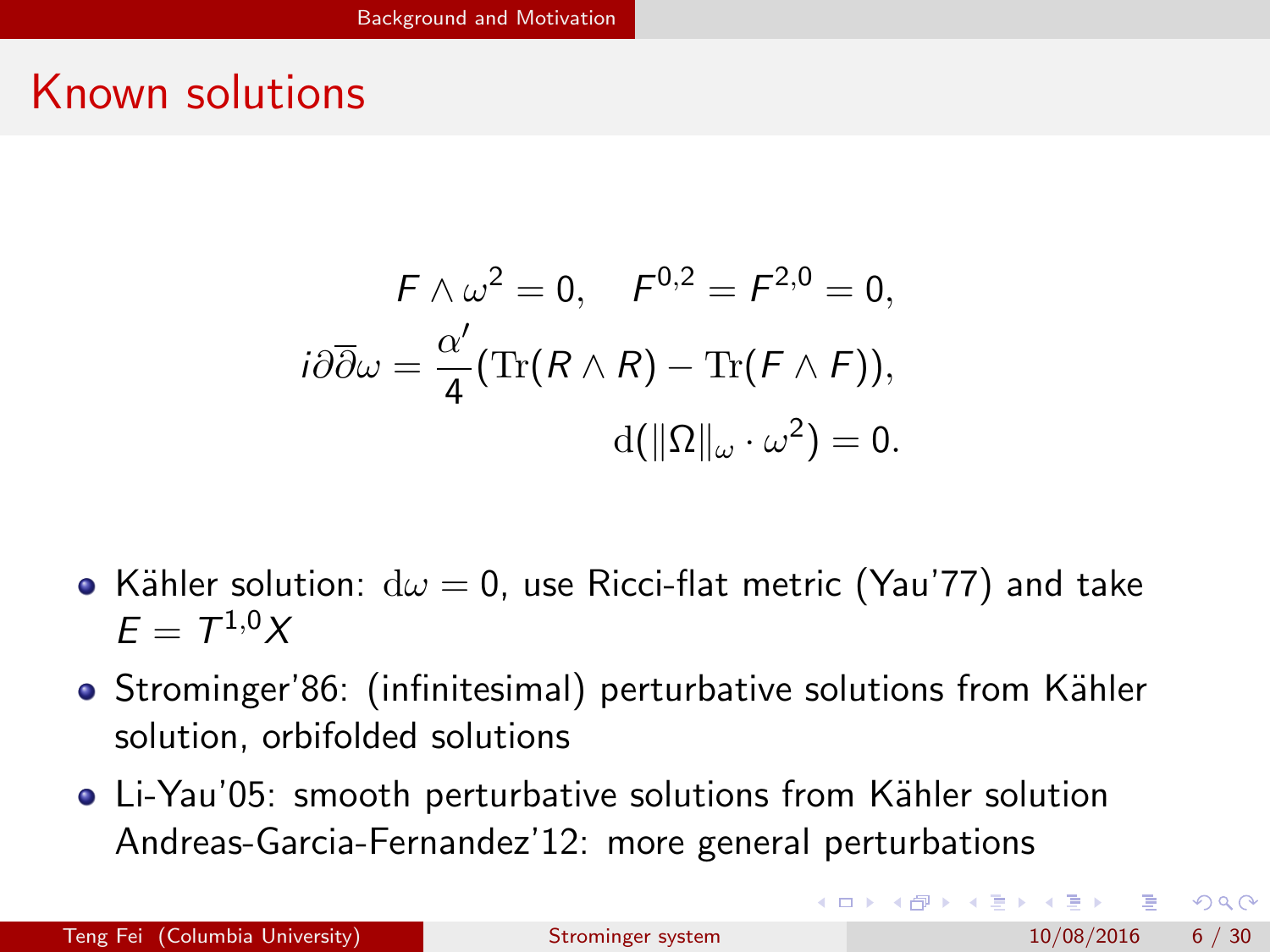# Known solutions

$$
\begin{aligned}
F \wedge \omega^2 = 0, \quad F^{0,2} = F^{2,0} = 0, \\
i\partial\overline{\partial}\omega = \frac{\alpha'}{4}(\mathrm{Tr}(R \wedge R) - \mathrm{Tr}(F \wedge F)), \\
\mathrm{d}(\|\Omega\|_\omega \cdot \omega^2) = 0.
\end{aligned}
$$

- Kähler solution: $\mathrm{d}\omega = 0$, use Ricci-flat metric (Yau'77) and take $E = T^{1,0}X$
- Strominger'86: (infinitesimal) perturbative solutions from Kähler solution, orbifolded solutions
- Li-Yau'05: smooth perturbative solutions from Kähler solution
  Andreas-Garcia-Fernandez'12: more general perturbations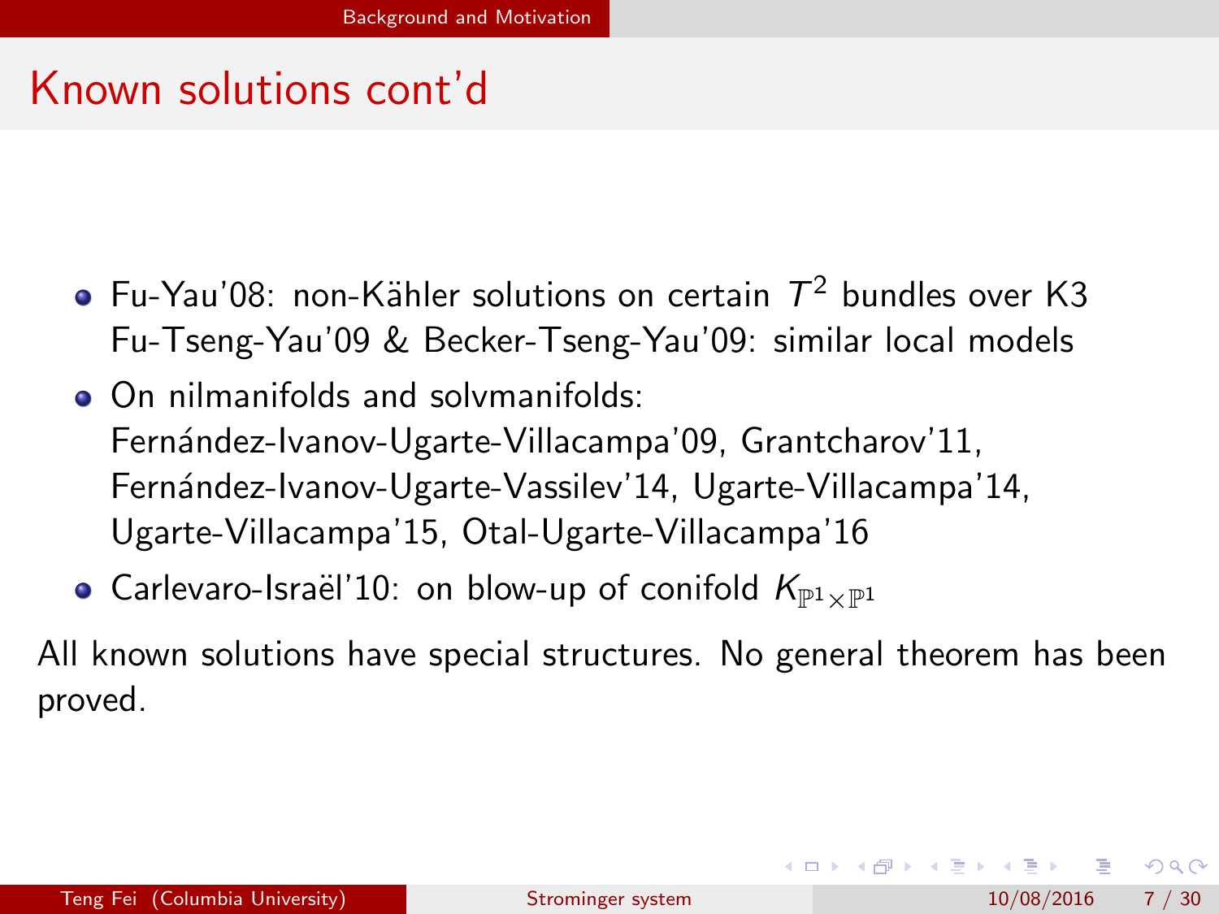# Known solutions cont'd

- Fu-Yau'08: non-Kähler solutions on certain $T^2$ bundles over K3
  Fu-Tseng-Yau'09 & Becker-Tseng-Yau'09: similar local models
- On nilmanifolds and solvmanifolds:
  Fernández-Ivanov-Ugarte-Villacampa'09, Grantcharov'11, Fernández-Ivanov-Ugarte-Vassilev'14, Ugarte-Villacampa'14, Ugarte-Villacampa'15, Otal-Ugarte-Villacampa'16
- Carlevaro-Israël'10: on blow-up of conifold $K_{\mathbb{P}^1\times\mathbb{P}^1}$

All known solutions have special structures. No general theorem has been proved.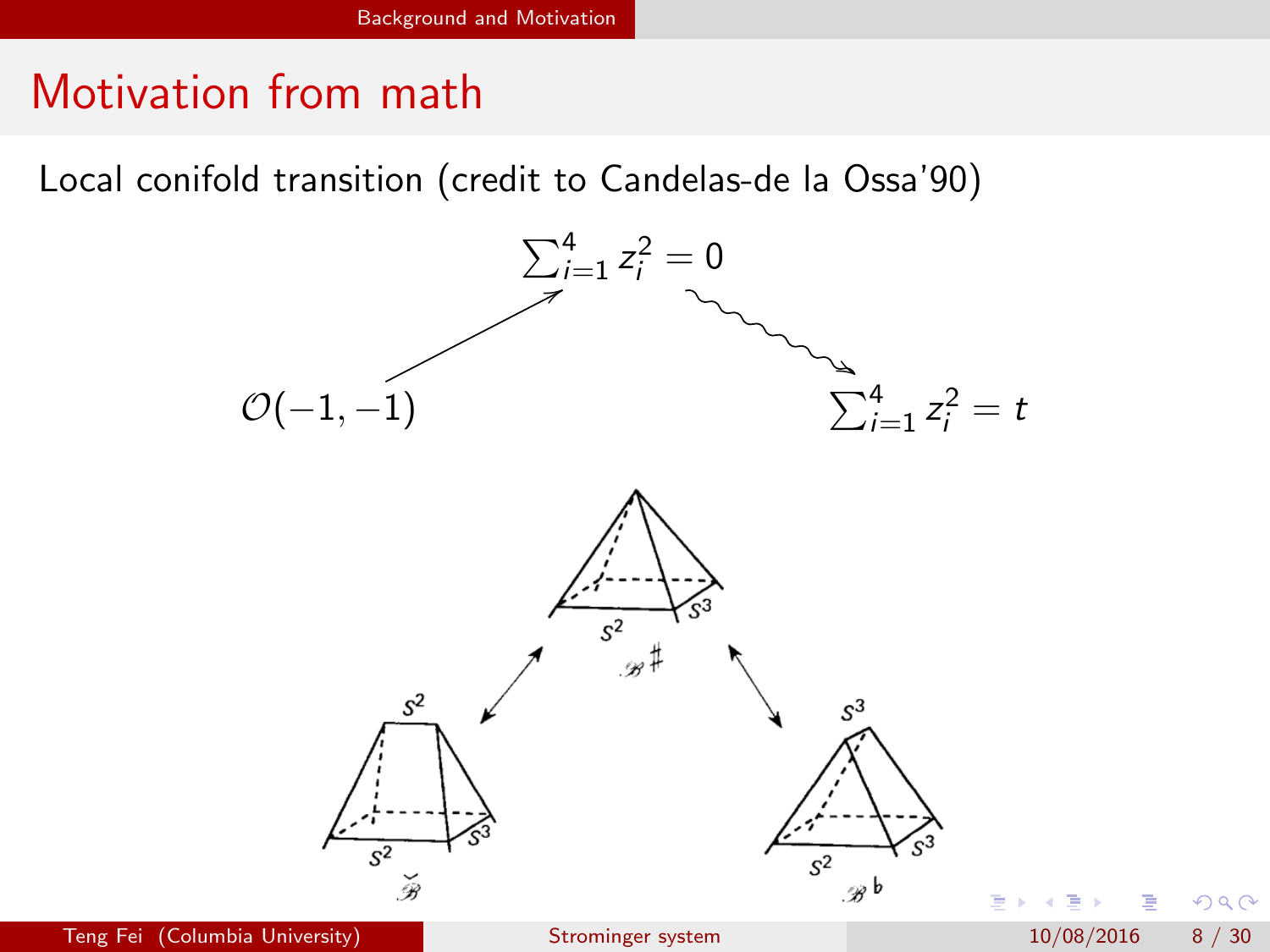# Motivation from math

Local conifold transition (credit to Candelas-de la Ossa'90)

$$\sum_{i=1}^4 z_i^2 = 0$$

$$\mathcal{O}(-1,-1) \qquad\qquad\qquad \sum_{i=1}^4 z_i^2 = t$$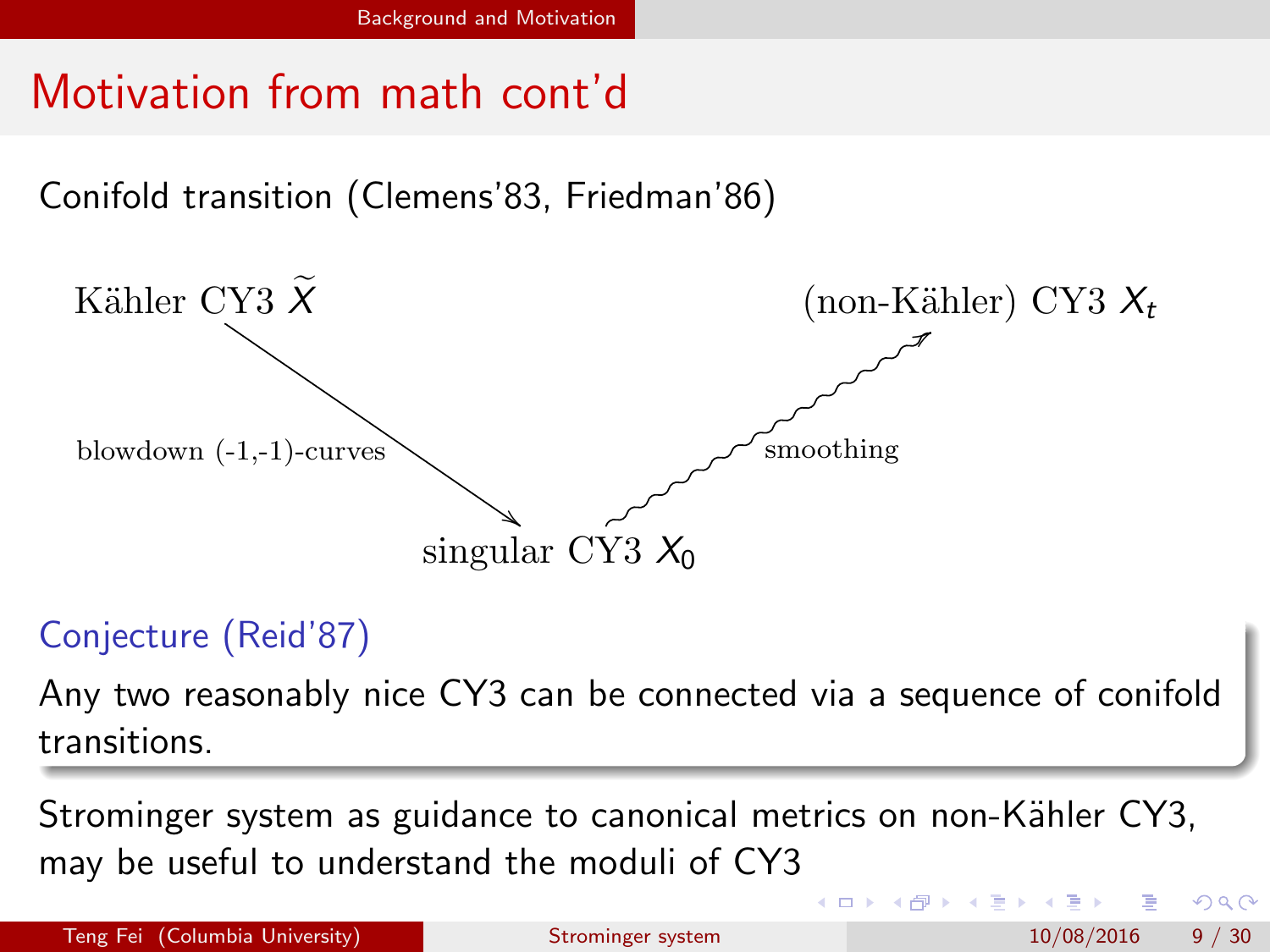# Motivation from math cont'd

Conifold transition (Clemens'83, Friedman'86)

Kähler CY3 $\widetilde{X}$

blowdown (-1,-1)-curves

singular CY3 $X_0$

smoothing

(non-Kähler) CY3 $X_t$

**Conjecture (Reid'87)**

Any two reasonably nice CY3 can be connected via a sequence of conifold transitions.

Strominger system as guidance to canonical metrics on non-Kähler CY3, may be useful to understand the moduli of CY3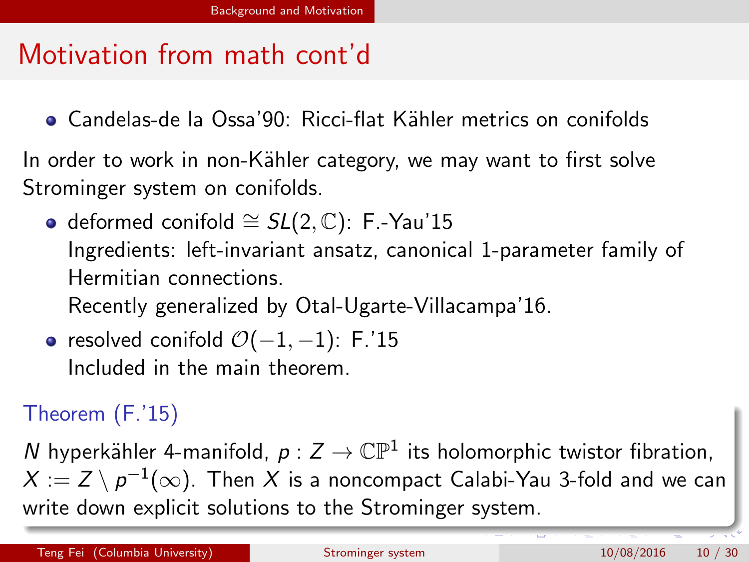# Motivation from math cont'd

- Candelas-de la Ossa'90: Ricci-flat Kähler metrics on conifolds

In order to work in non-Kähler category, we may want to first solve Strominger system on conifolds.

- deformed conifold $\cong SL(2, \mathbb{C})$: F.-Yau'15
  Ingredients: left-invariant ansatz, canonical 1-parameter family of Hermitian connections.
  Recently generalized by Otal-Ugarte-Villacampa'16.
- resolved conifold $\mathcal{O}(-1, -1)$: F.'15
  Included in the main theorem.

**Theorem (F.'15)**

$N$ hyperkähler 4-manifold, $p : Z \to \mathbb{CP}^1$ its holomorphic twistor fibration, $X := Z \setminus p^{-1}(\infty)$. Then $X$ is a noncompact Calabi-Yau 3-fold and we can write down explicit solutions to the Strominger system.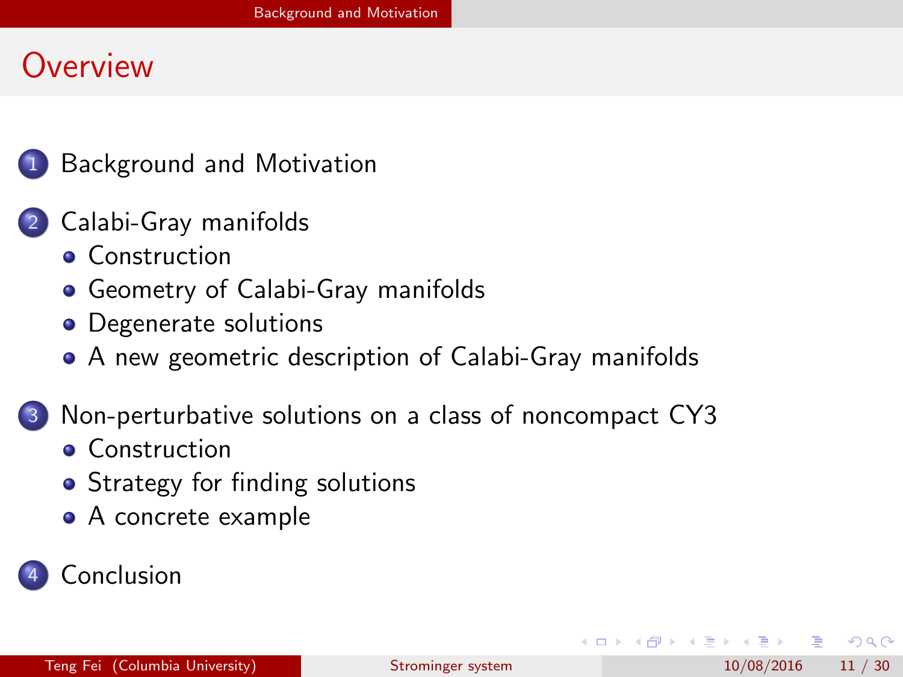# Overview

1. Background and Motivation

2. Calabi-Gray manifolds
   - Construction
   - Geometry of Calabi-Gray manifolds
   - Degenerate solutions
   - A new geometric description of Calabi-Gray manifolds

3. Non-perturbative solutions on a class of noncompact CY3
   - Construction
   - Strategy for finding solutions
   - A concrete example

4. Conclusion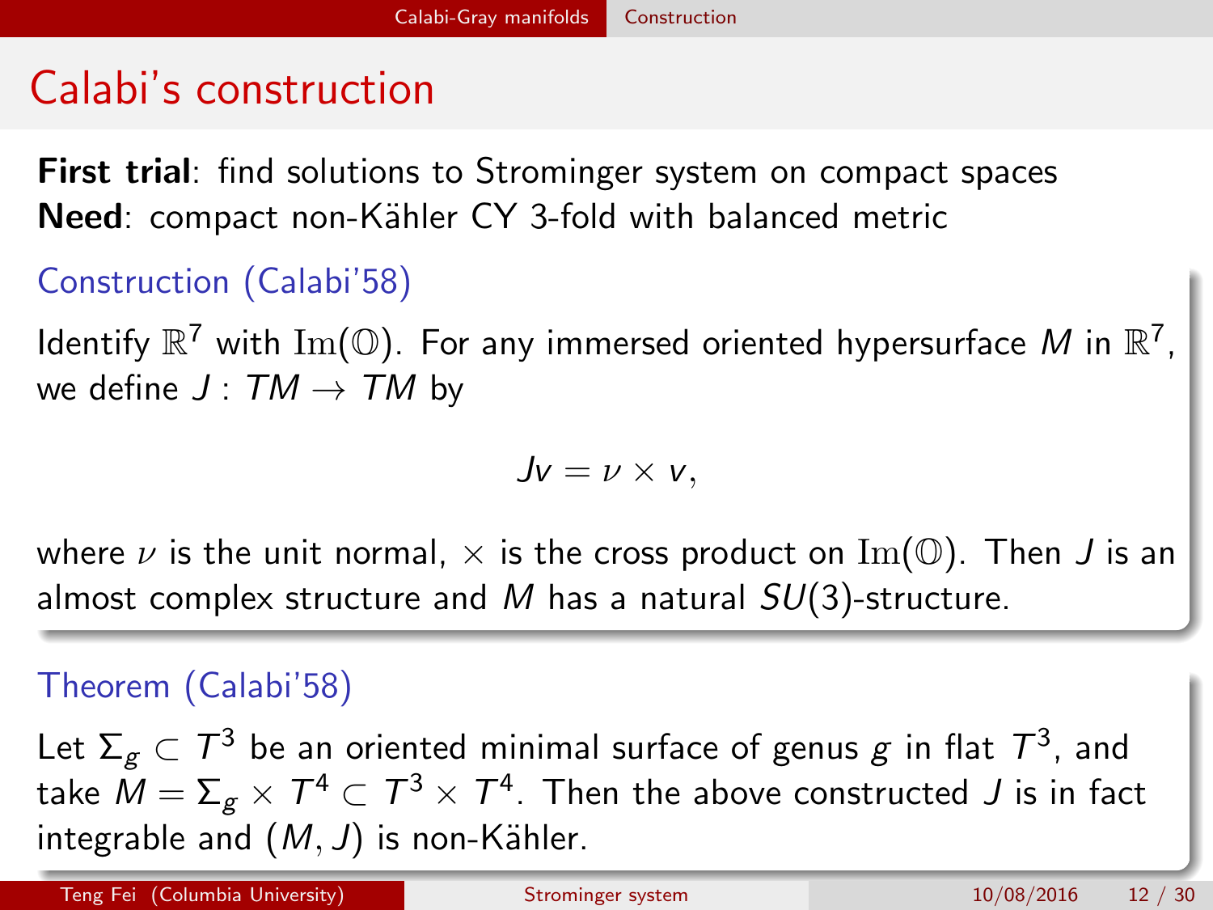# Calabi's construction

**First trial**: find solutions to Strominger system on compact spaces
**Need**: compact non-Kähler CY 3-fold with balanced metric

### Construction (Calabi'58)

Identify $\mathbb{R}^7$ with $\mathrm{Im}(\mathbb{O})$. For any immersed oriented hypersurface $M$ in $\mathbb{R}^7$, we define $J : TM \to TM$ by

$$Jv = \nu \times v,$$

where $\nu$ is the unit normal, $\times$ is the cross product on $\mathrm{Im}(\mathbb{O})$. Then $J$ is an almost complex structure and $M$ has a natural $SU(3)$-structure.

### Theorem (Calabi'58)

Let $\Sigma_g \subset T^3$ be an oriented minimal surface of genus $g$ in flat $T^3$, and take $M = \Sigma_g \times T^4 \subset T^3 \times T^4$. Then the above constructed $J$ is in fact integrable and $(M, J)$ is non-Kähler.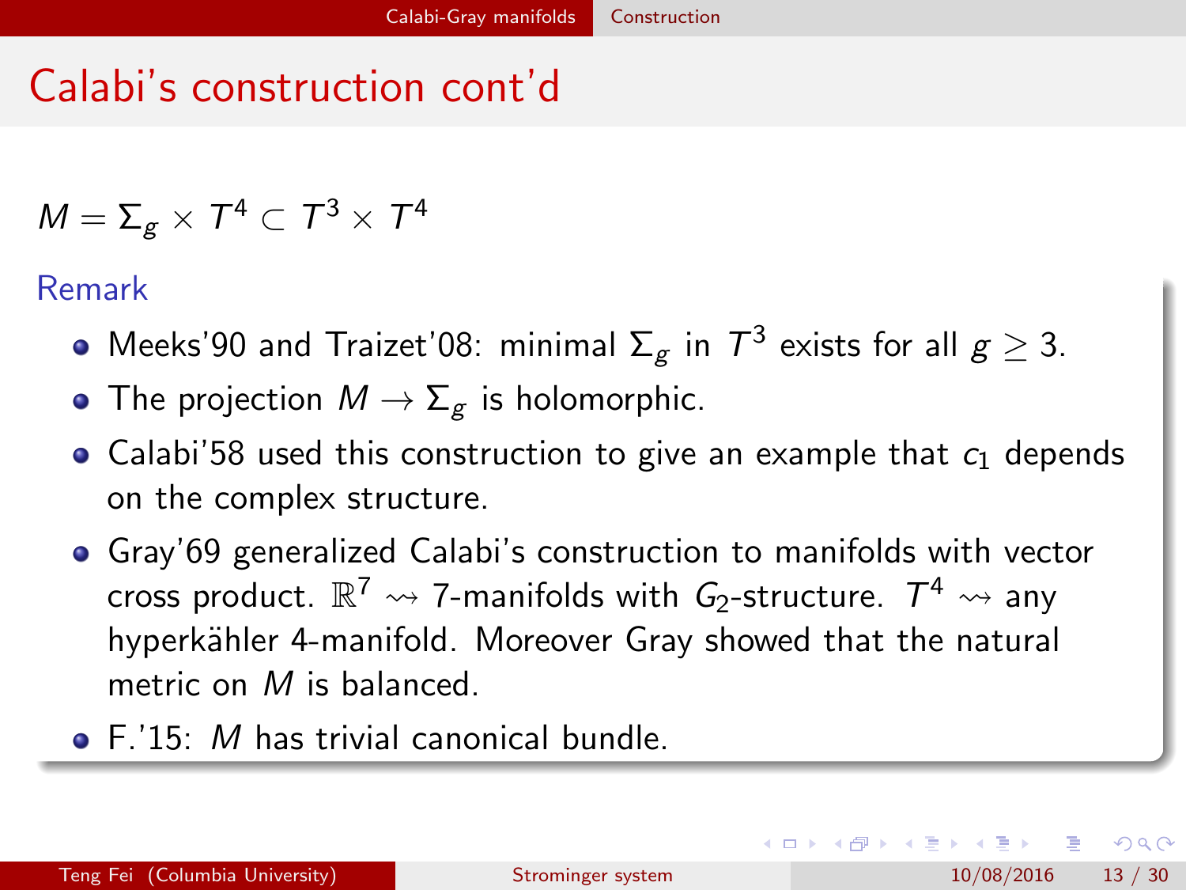# Calabi's construction cont'd

$M = \Sigma_g \times T^4 \subset T^3 \times T^4$

**Remark**

- Meeks'90 and Traizet'08: minimal $\Sigma_g$ in $T^3$ exists for all $g \geq 3$.
- The projection $M \to \Sigma_g$ is holomorphic.
- Calabi'58 used this construction to give an example that $c_1$ depends on the complex structure.
- Gray'69 generalized Calabi's construction to manifolds with vector cross product. $\mathbb{R}^7 \rightsquigarrow$ 7-manifolds with $G_2$-structure. $T^4 \rightsquigarrow$ any hyperkähler 4-manifold. Moreover Gray showed that the natural metric on $M$ is balanced.
- F.'15: $M$ has trivial canonical bundle.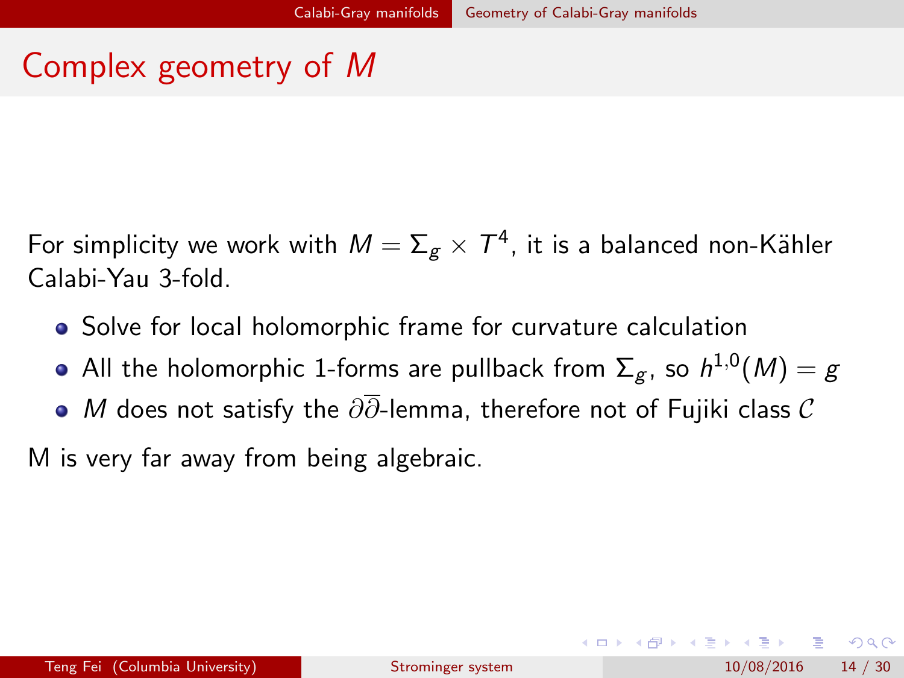# Complex geometry of $M$

For simplicity we work with $M = \Sigma_g \times T^4$, it is a balanced non-Kähler Calabi-Yau 3-fold.

- Solve for local holomorphic frame for curvature calculation
- All the holomorphic 1-forms are pullback from $\Sigma_g$, so $h^{1,0}(M) = g$
- $M$ does not satisfy the $\partial\overline{\partial}$-lemma, therefore not of Fujiki class $\mathcal{C}$

M is very far away from being algebraic.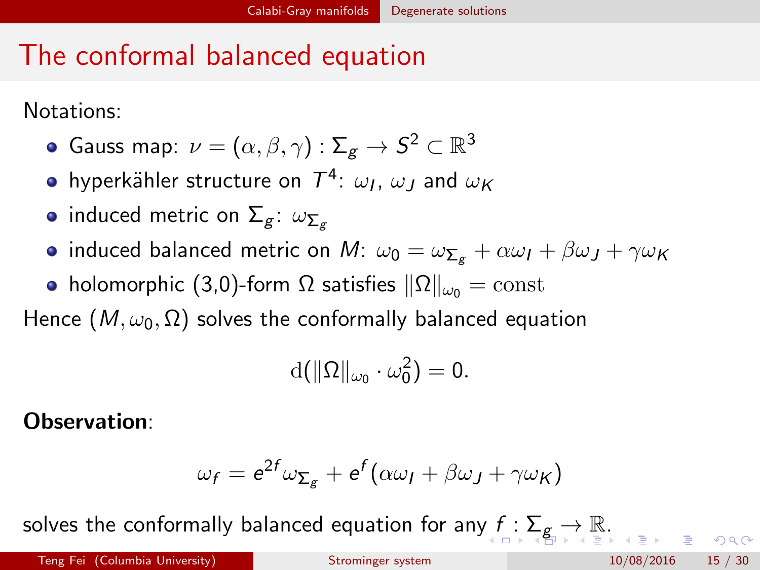# The conformal balanced equation

Notations:

- Gauss map: $\nu = (\alpha, \beta, \gamma) : \Sigma_g \to S^2 \subset \mathbb{R}^3$
- hyperkähler structure on $T^4$: $\omega_I$, $\omega_J$ and $\omega_K$
- induced metric on $\Sigma_g$: $\omega_{\Sigma_g}$
- induced balanced metric on $M$: $\omega_0 = \omega_{\Sigma_g} + \alpha\omega_I + \beta\omega_J + \gamma\omega_K$
- holomorphic (3,0)-form $\Omega$ satisfies $\|\Omega\|_{\omega_0} = \mathrm{const}$

Hence $(M, \omega_0, \Omega)$ solves the conformally balanced equation

$$\mathrm{d}(\|\Omega\|_{\omega_0} \cdot \omega_0^2) = 0.$$

**Observation**:

$$\omega_f = e^{2f}\omega_{\Sigma_g} + e^f(\alpha\omega_I + \beta\omega_J + \gamma\omega_K)$$

solves the conformally balanced equation for any $f : \Sigma_g \to \mathbb{R}$.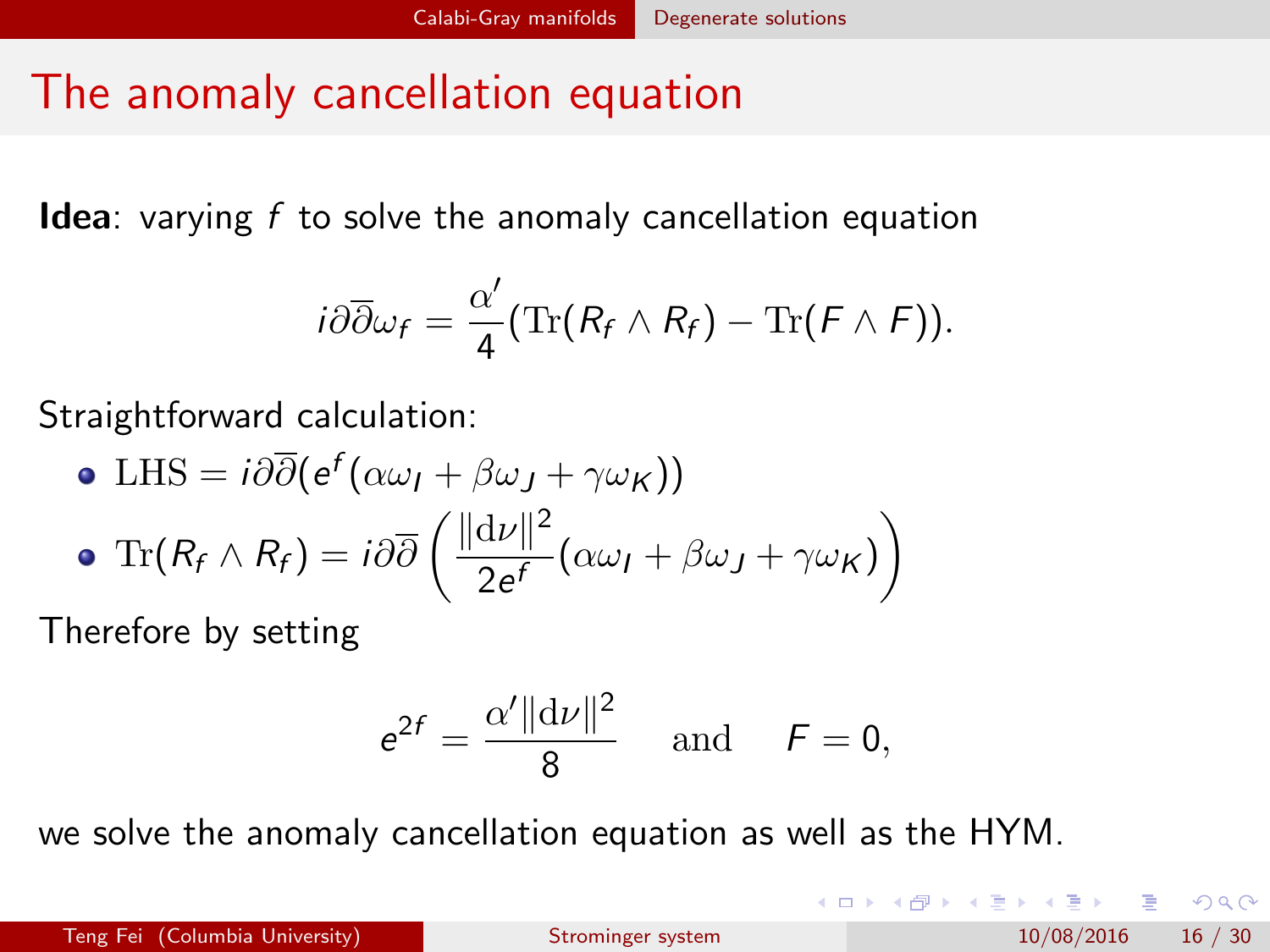# The anomaly cancellation equation

**Idea**: varying $f$ to solve the anomaly cancellation equation

$$i\partial\overline{\partial}\omega_f = \frac{\alpha'}{4}(\mathrm{Tr}(R_f \wedge R_f) - \mathrm{Tr}(F \wedge F)).$$

Straightforward calculation:

- $\mathrm{LHS} = i\partial\overline{\partial}(e^f(\alpha\omega_I + \beta\omega_J + \gamma\omega_K))$
- $\mathrm{Tr}(R_f \wedge R_f) = i\partial\overline{\partial}\left(\frac{\|\mathrm{d}\nu\|^2}{2e^f}(\alpha\omega_I + \beta\omega_J + \gamma\omega_K)\right)$

Therefore by setting

$$e^{2f} = \frac{\alpha'\|\mathrm{d}\nu\|^2}{8} \quad \text{and} \quad F = 0,$$

we solve the anomaly cancellation equation as well as the HYM.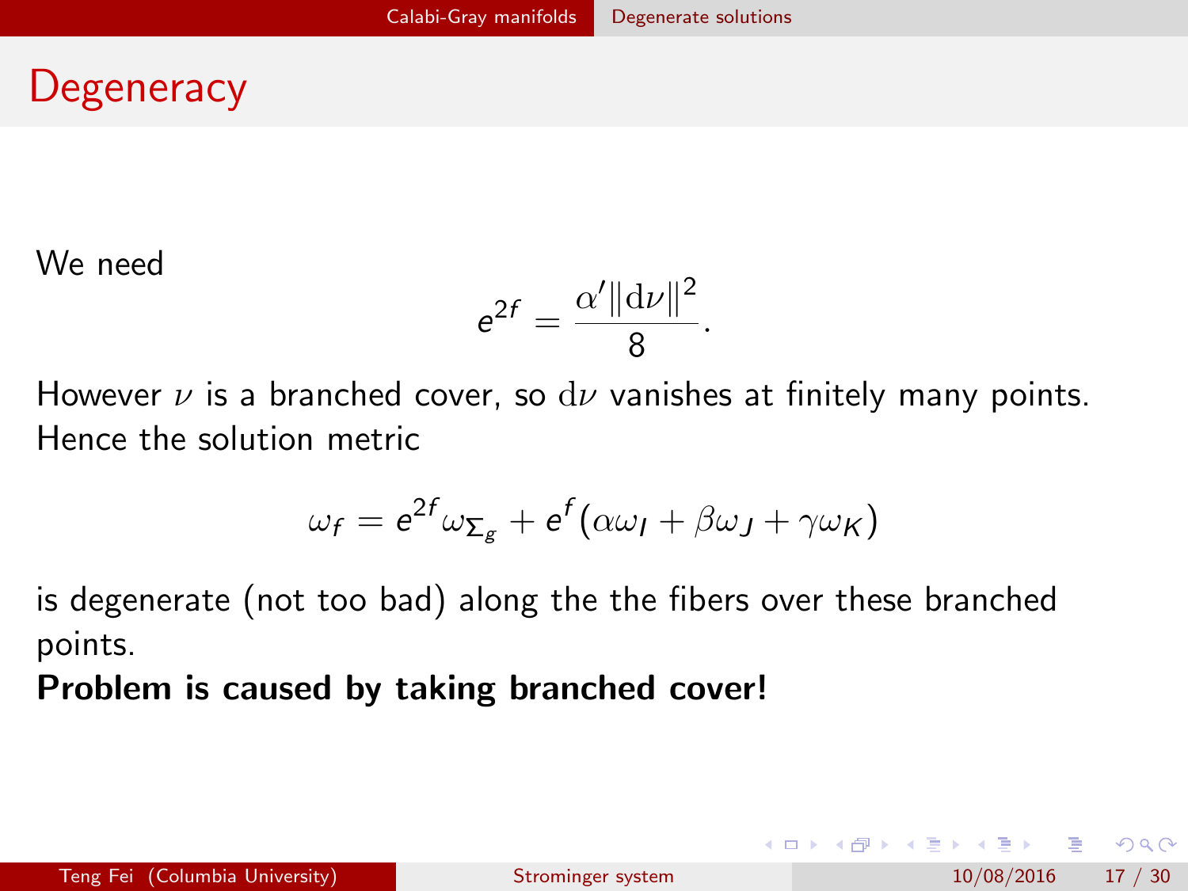# Degeneracy

We need

$$e^{2f} = \frac{\alpha' \|\mathrm{d}\nu\|^2}{8}.$$

However $\nu$ is a branched cover, so $\mathrm{d}\nu$ vanishes at finitely many points. Hence the solution metric

$$\omega_f = e^{2f}\omega_{\Sigma_g} + e^f(\alpha\omega_I + \beta\omega_J + \gamma\omega_K)$$

is degenerate (not too bad) along the the fibers over these branched points.

**Problem is caused by taking branched cover!**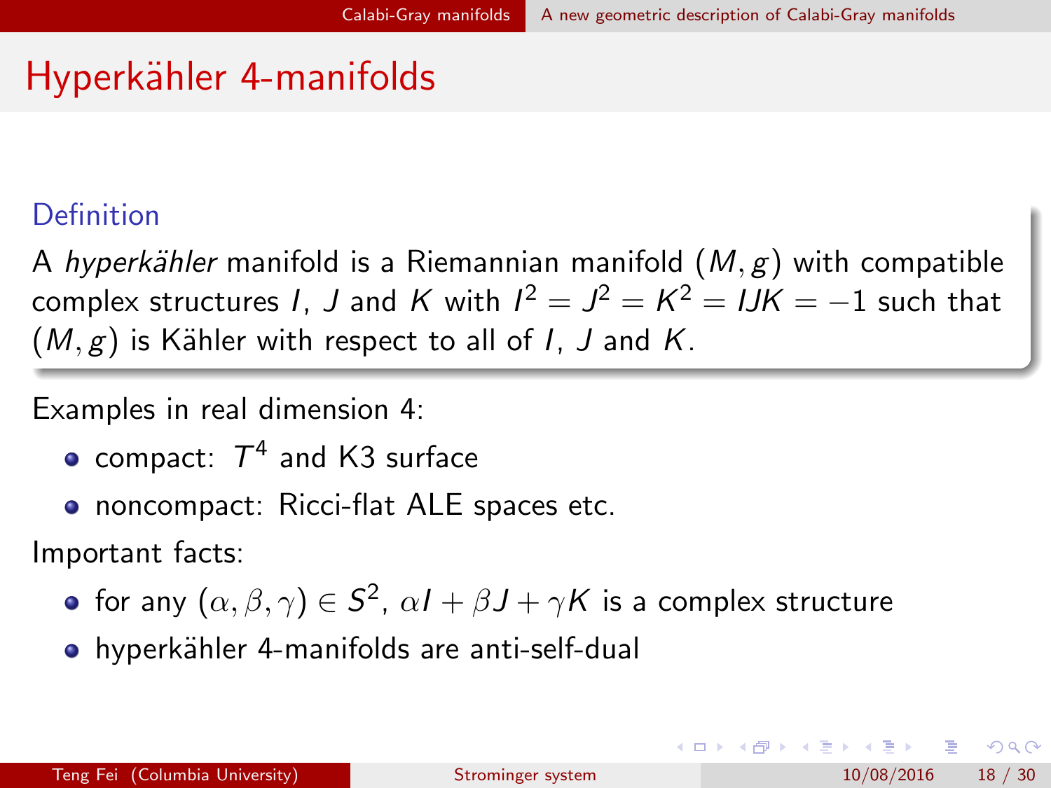# Hyperkähler 4-manifolds

**Definition**

A *hyperkähler* manifold is a Riemannian manifold $(M, g)$ with compatible complex structures $I$, $J$ and $K$ with $I^2 = J^2 = K^2 = IJK = -1$ such that $(M, g)$ is Kähler with respect to all of $I$, $J$ and $K$.

Examples in real dimension 4:

- compact: $T^4$ and K3 surface
- noncompact: Ricci-flat ALE spaces etc.

Important facts:

- for any $(\alpha, \beta, \gamma) \in S^2$, $\alpha I + \beta J + \gamma K$ is a complex structure
- hyperkähler 4-manifolds are anti-self-dual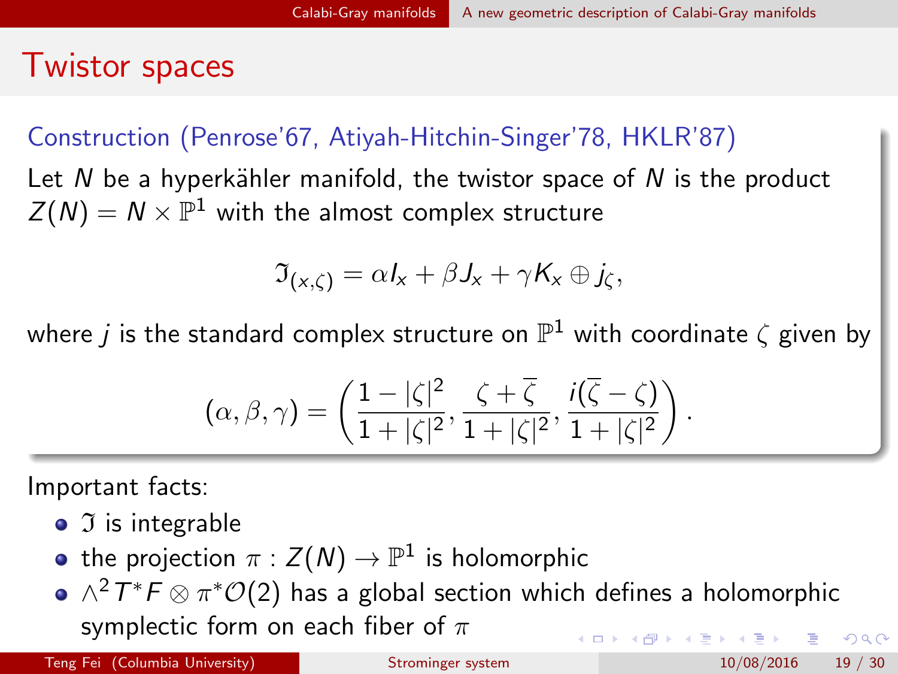# Twistor spaces

**Construction (Penrose'67, Atiyah-Hitchin-Singer'78, HKLR'87)**

Let $N$ be a hyperkähler manifold, the twistor space of $N$ is the product $Z(N) = N \times \mathbb{P}^1$ with the almost complex structure

$$\mathfrak{I}_{(x,\zeta)} = \alpha I_x + \beta J_x + \gamma K_x \oplus j_\zeta,$$

where $j$ is the standard complex structure on $\mathbb{P}^1$ with coordinate $\zeta$ given by

$$(\alpha, \beta, \gamma) = \left( \frac{1 - |\zeta|^2}{1 + |\zeta|^2}, \frac{\zeta + \overline{\zeta}}{1 + |\zeta|^2}, \frac{i(\overline{\zeta} - \zeta)}{1 + |\zeta|^2} \right).$$

Important facts:

- $\mathfrak{I}$ is integrable
- the projection $\pi : Z(N) \to \mathbb{P}^1$ is holomorphic
- $\wedge^2 T^* F \otimes \pi^* \mathcal{O}(2)$ has a global section which defines a holomorphic symplectic form on each fiber of $\pi$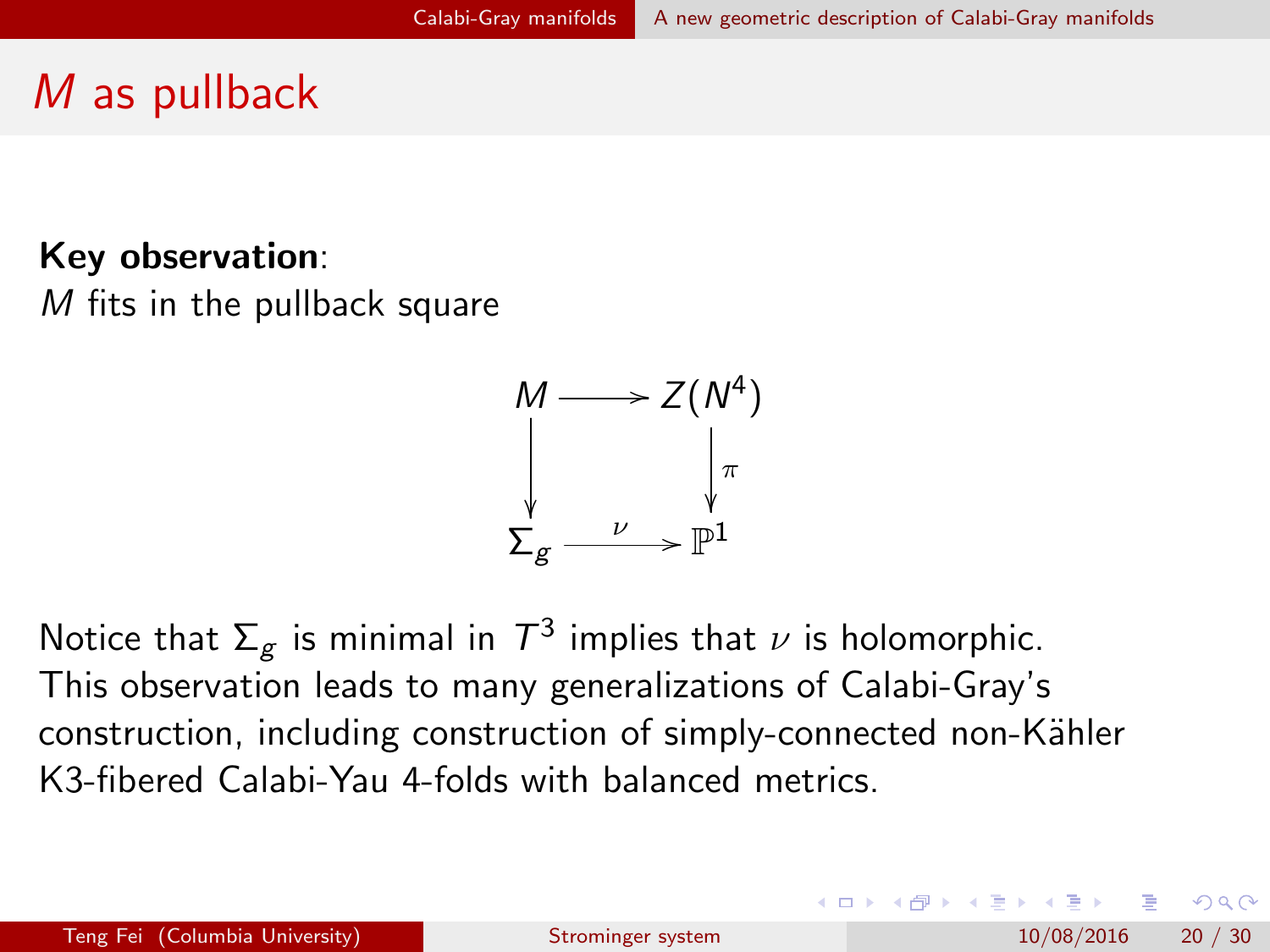# $M$ as pullback

**Key observation**:
$M$ fits in the pullback square

$$
\begin{array}{ccc}
M & \longrightarrow & Z(N^4) \\
\big\downarrow & & \big\downarrow \pi \\
\Sigma_g & \xrightarrow{\nu} & \mathbb{P}^1
\end{array}
$$

Notice that $\Sigma_g$ is minimal in $T^3$ implies that $\nu$ is holomorphic. This observation leads to many generalizations of Calabi-Gray's construction, including construction of simply-connected non-Kähler K3-fibered Calabi-Yau 4-folds with balanced metrics.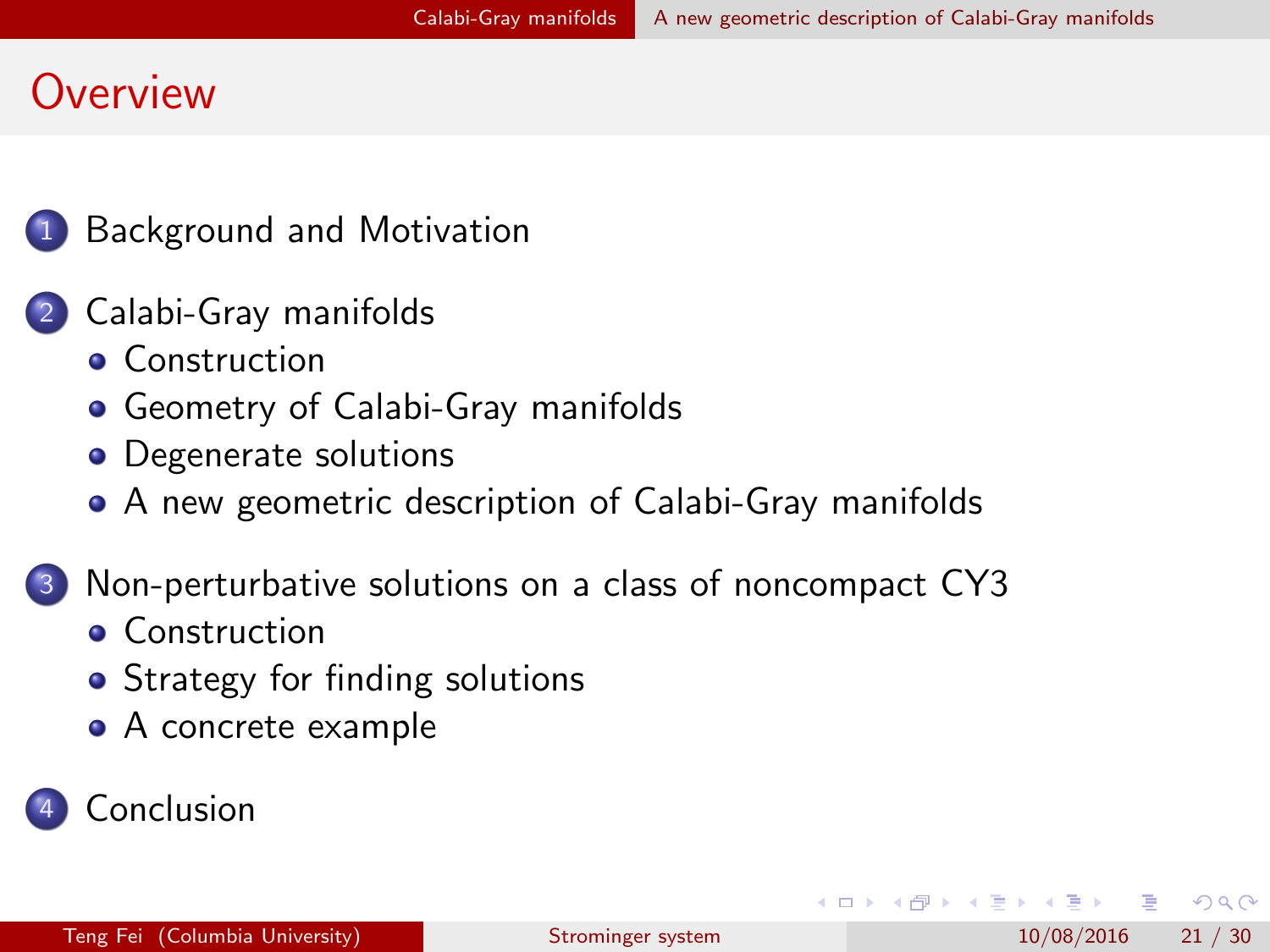# Overview

1. Background and Motivation
2. Calabi-Gray manifolds
   - Construction
   - Geometry of Calabi-Gray manifolds
   - Degenerate solutions
   - A new geometric description of Calabi-Gray manifolds
3. Non-perturbative solutions on a class of noncompact CY3
   - Construction
   - Strategy for finding solutions
   - A concrete example
4. Conclusion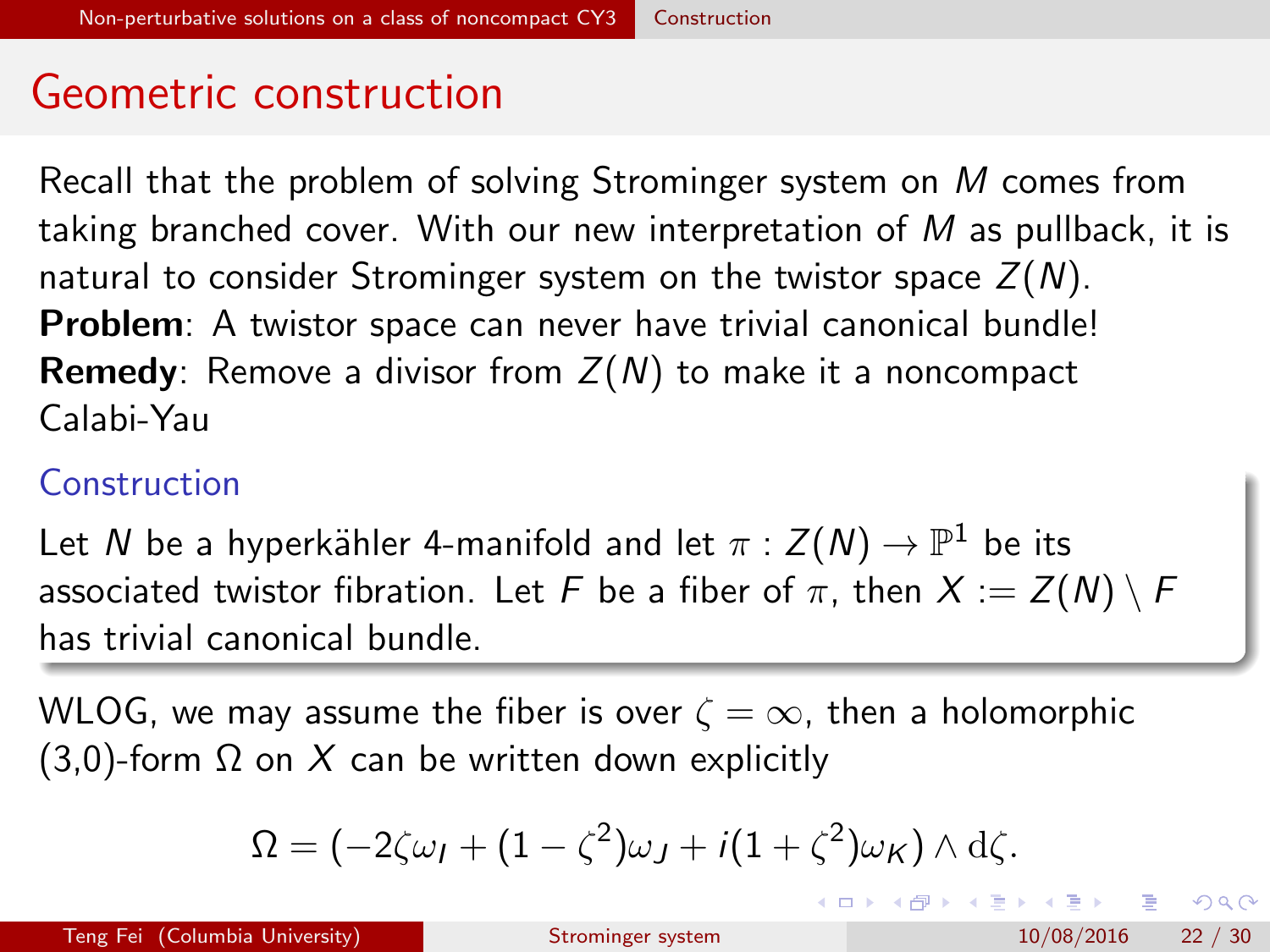## Geometric construction

Recall that the problem of solving Strominger system on $M$ comes from taking branched cover. With our new interpretation of $M$ as pullback, it is natural to consider Strominger system on the twistor space $Z(N)$.

**Problem**: A twistor space can never have trivial canonical bundle!

**Remedy**: Remove a divisor from $Z(N)$ to make it a noncompact Calabi-Yau

### Construction

Let $N$ be a hyperkähler 4-manifold and let $\pi : Z(N) \to \mathbb{P}^1$ be its associated twistor fibration. Let $F$ be a fiber of $\pi$, then $X := Z(N) \setminus F$ has trivial canonical bundle.

WLOG, we may assume the fiber is over $\zeta = \infty$, then a holomorphic (3,0)-form $\Omega$ on $X$ can be written down explicitly

$$\Omega = (-2\zeta\omega_I + (1 - \zeta^2)\omega_J + i(1 + \zeta^2)\omega_K) \wedge \mathrm{d}\zeta.$$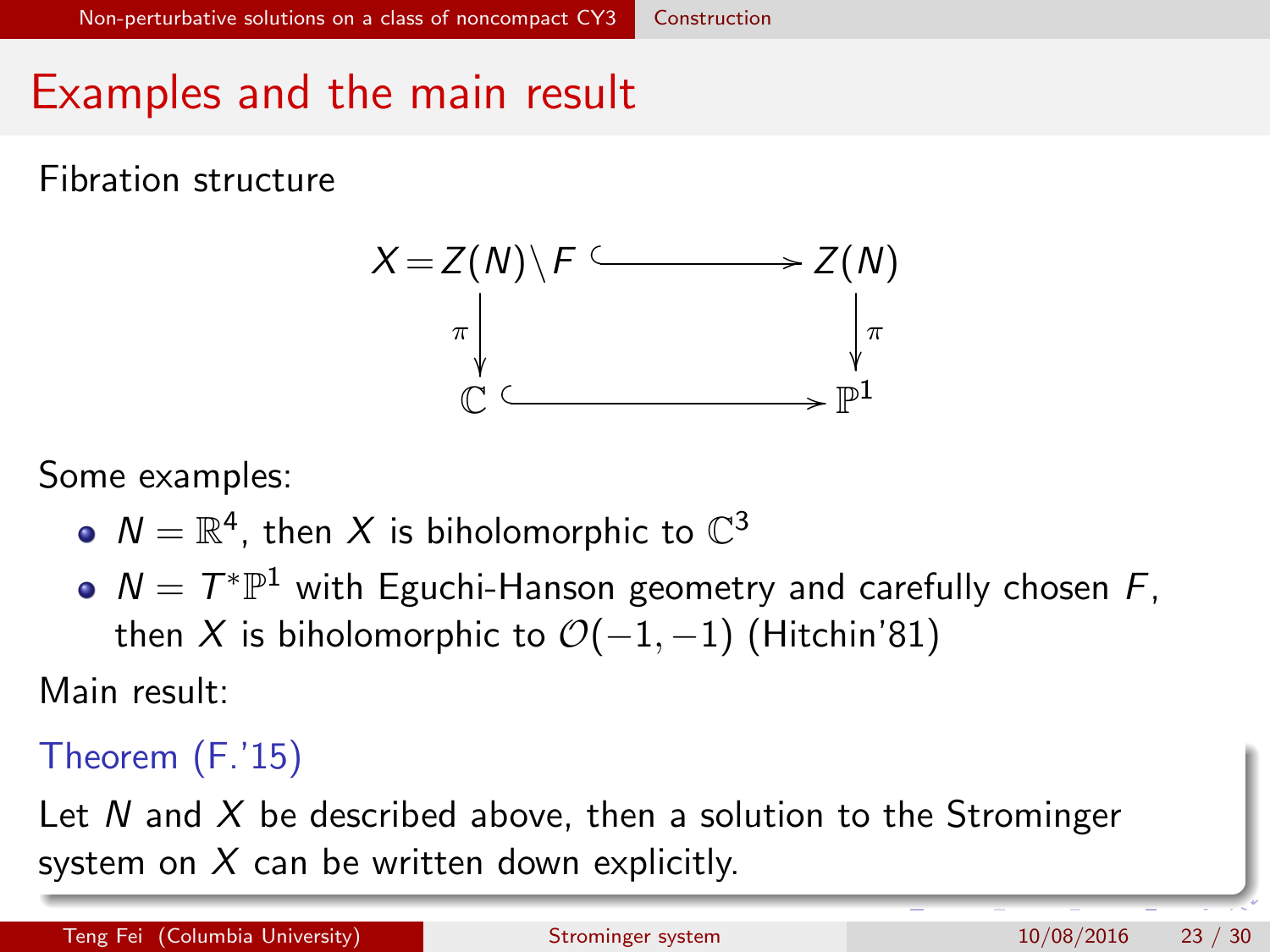# Examples and the main result

Fibration structure

$$
\begin{array}{ccc}
X = Z(N)\setminus F & \hookrightarrow & Z(N) \\
\downarrow \pi & & \downarrow \pi \\
\mathbb{C} & \hookrightarrow & \mathbb{P}^1
\end{array}
$$

Some examples:

- $N = \mathbb{R}^4$, then $X$ is biholomorphic to $\mathbb{C}^3$
- $N = T^*\mathbb{P}^1$ with Eguchi-Hanson geometry and carefully chosen $F$, then $X$ is biholomorphic to $\mathcal{O}(-1,-1)$ (Hitchin'81)

Main result:

**Theorem (F.'15)**

Let $N$ and $X$ be described above, then a solution to the Strominger system on $X$ can be written down explicitly.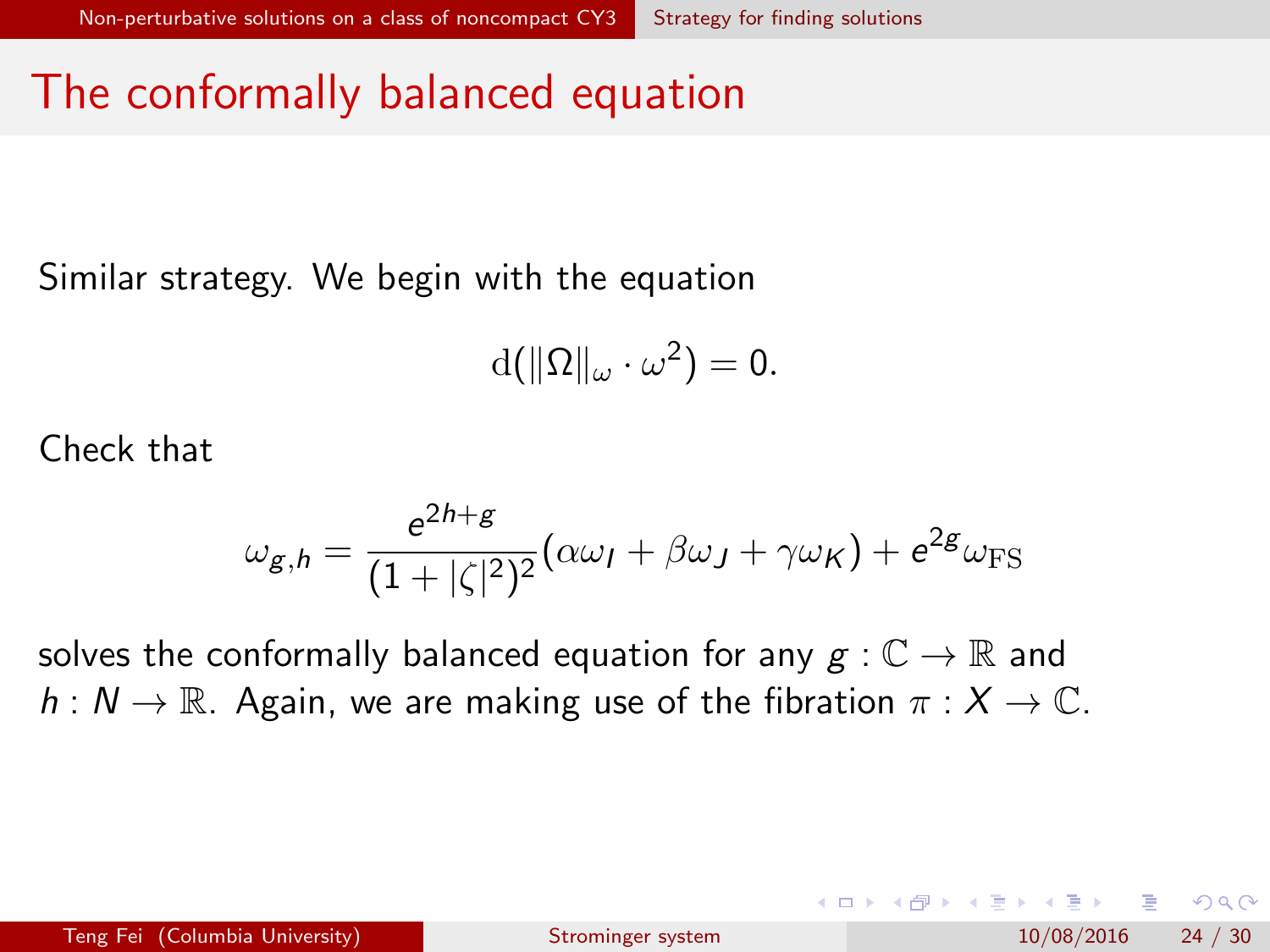# The conformally balanced equation

Similar strategy. We begin with the equation

$$\mathrm{d}(\|\Omega\|_\omega \cdot \omega^2) = 0.$$

Check that

$$\omega_{g,h} = \frac{e^{2h+g}}{(1+|\zeta|^2)^2}(\alpha\omega_I + \beta\omega_J + \gamma\omega_K) + e^{2g}\omega_{\mathrm{FS}}$$

solves the conformally balanced equation for any $g : \mathbb{C} \to \mathbb{R}$ and $h : N \to \mathbb{R}$. Again, we are making use of the fibration $\pi : X \to \mathbb{C}$.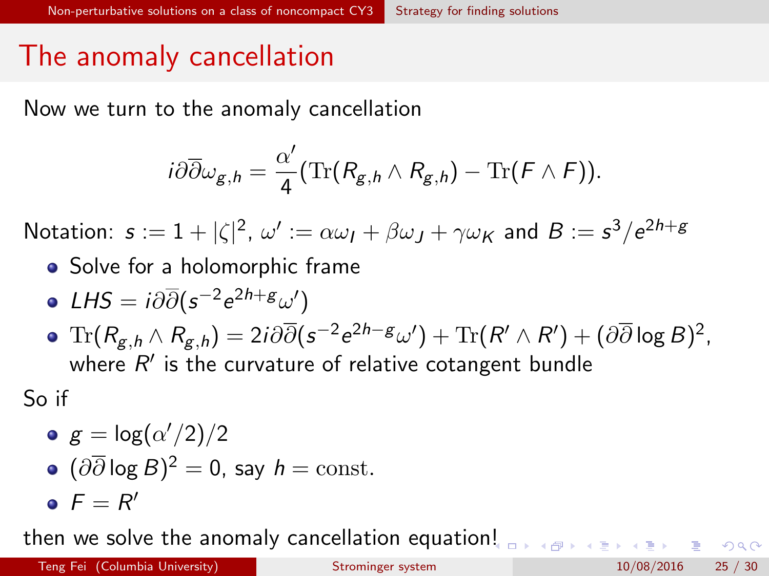# The anomaly cancellation

Now we turn to the anomaly cancellation

$$i\partial\overline{\partial}\omega_{g,h} = \frac{\alpha'}{4}(\mathrm{Tr}(R_{g,h} \wedge R_{g,h}) - \mathrm{Tr}(F \wedge F)).$$

Notation: $s := 1 + |\zeta|^2$, $\omega' := \alpha\omega_I + \beta\omega_J + \gamma\omega_K$ and $B := s^3/e^{2h+g}$

- Solve for a holomorphic frame
- $LHS = i\partial\overline{\partial}(s^{-2}e^{2h+g}\omega')$
- $\mathrm{Tr}(R_{g,h} \wedge R_{g,h}) = 2i\partial\overline{\partial}(s^{-2}e^{2h-g}\omega') + \mathrm{Tr}(R' \wedge R') + (\partial\overline{\partial}\log B)^2$, where $R'$ is the curvature of relative cotangent bundle

So if

- $g = \log(\alpha'/2)/2$
- $(\partial\overline{\partial}\log B)^2 = 0$, say $h = \mathrm{const.}$
- $F = R'$

then we solve the anomaly cancellation equation!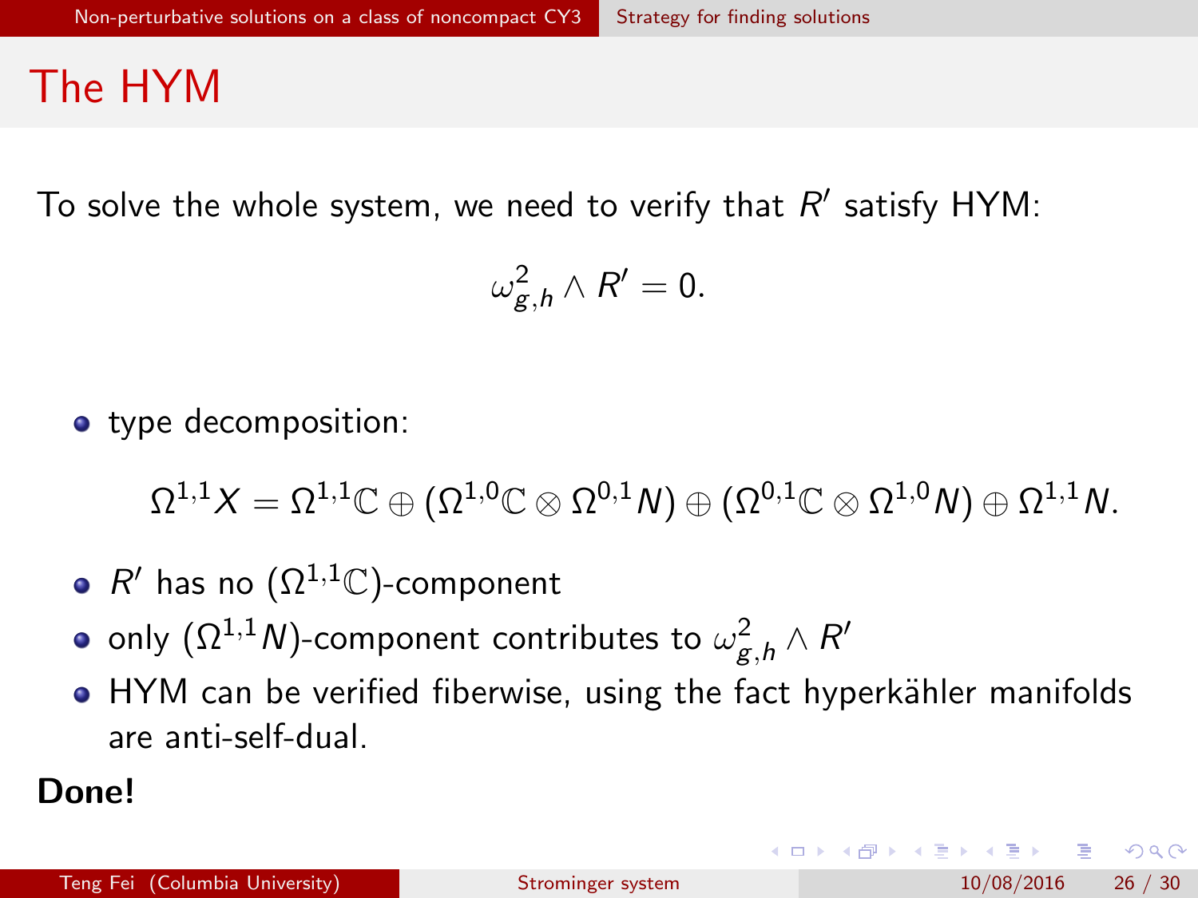# The HYM

To solve the whole system, we need to verify that $R'$ satisfy HYM:

$$\omega_{g,h}^2 \wedge R' = 0.$$

- type decomposition:

$$\Omega^{1,1}X = \Omega^{1,1}\mathbb{C} \oplus (\Omega^{1,0}\mathbb{C} \otimes \Omega^{0,1}N) \oplus (\Omega^{0,1}\mathbb{C} \otimes \Omega^{1,0}N) \oplus \Omega^{1,1}N.$$

- $R'$ has no $(\Omega^{1,1}\mathbb{C})$-component
- only $(\Omega^{1,1}N)$-component contributes to $\omega_{g,h}^2 \wedge R'$
- HYM can be verified fiberwise, using the fact hyperkähler manifolds are anti-self-dual.

**Done!**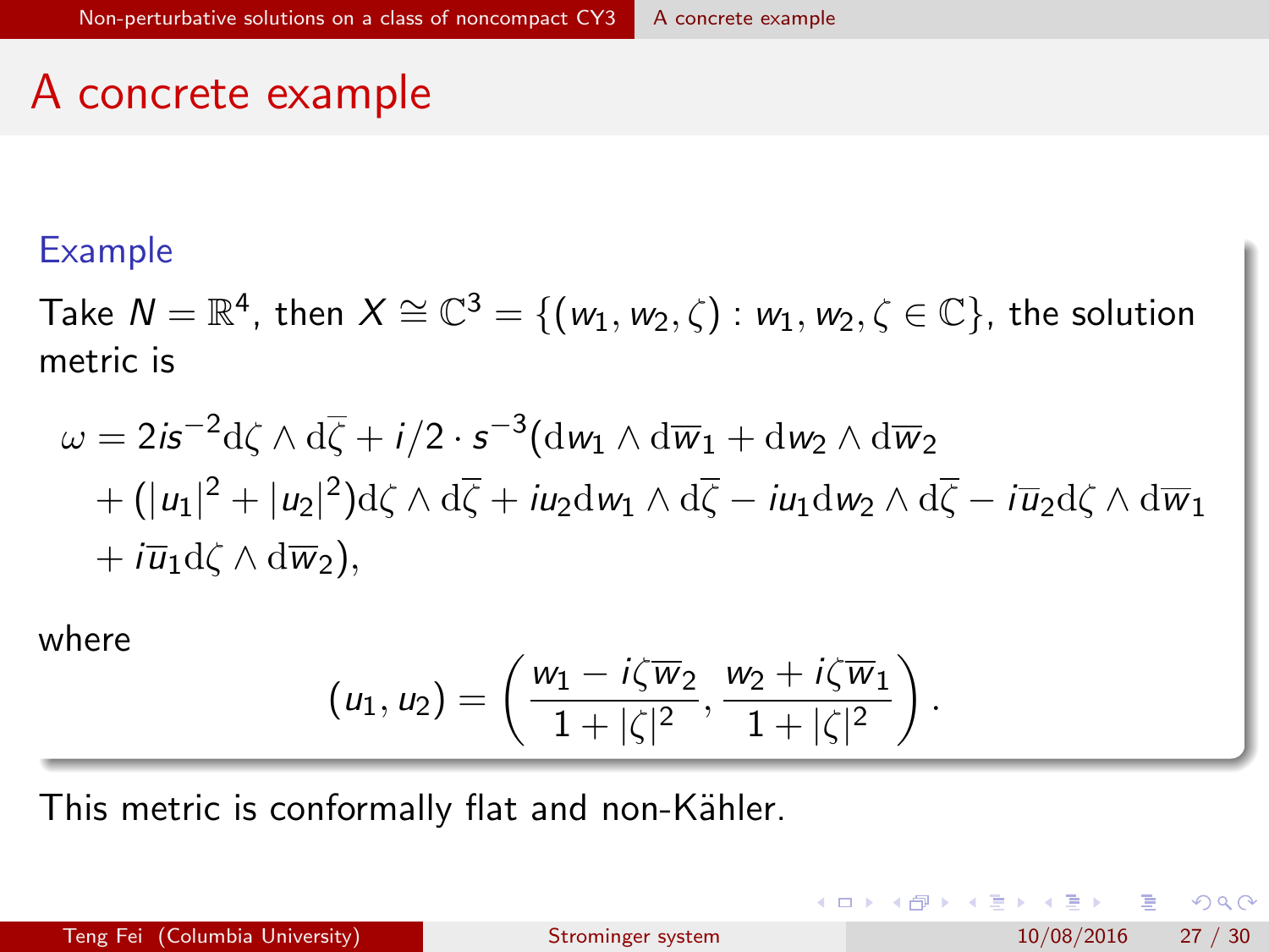# A concrete example

### Example

Take $N = \mathbb{R}^4$, then $X \cong \mathbb{C}^3 = \{(w_1, w_2, \zeta) : w_1, w_2, \zeta \in \mathbb{C}\}$, the solution metric is

$$
\begin{aligned}
\omega = {} & 2is^{-2}\mathrm{d}\zeta \wedge \mathrm{d}\bar{\zeta} + i/2 \cdot s^{-3}(\mathrm{d}w_1 \wedge \mathrm{d}\overline{w}_1 + \mathrm{d}w_2 \wedge \mathrm{d}\overline{w}_2 \\
& + (|u_1|^2 + |u_2|^2)\mathrm{d}\zeta \wedge \mathrm{d}\bar{\zeta} + iu_2 \mathrm{d}w_1 \wedge \mathrm{d}\bar{\zeta} - iu_1 \mathrm{d}w_2 \wedge \mathrm{d}\bar{\zeta} - i\overline{u}_2 \mathrm{d}\zeta \wedge \mathrm{d}\overline{w}_1 \\
& + i\overline{u}_1 \mathrm{d}\zeta \wedge \mathrm{d}\overline{w}_2),
\end{aligned}
$$

where

$$
(u_1, u_2) = \left( \frac{w_1 - i\zeta\overline{w}_2}{1 + |\zeta|^2}, \frac{w_2 + i\zeta\overline{w}_1}{1 + |\zeta|^2} \right).
$$

This metric is conformally flat and non-Kähler.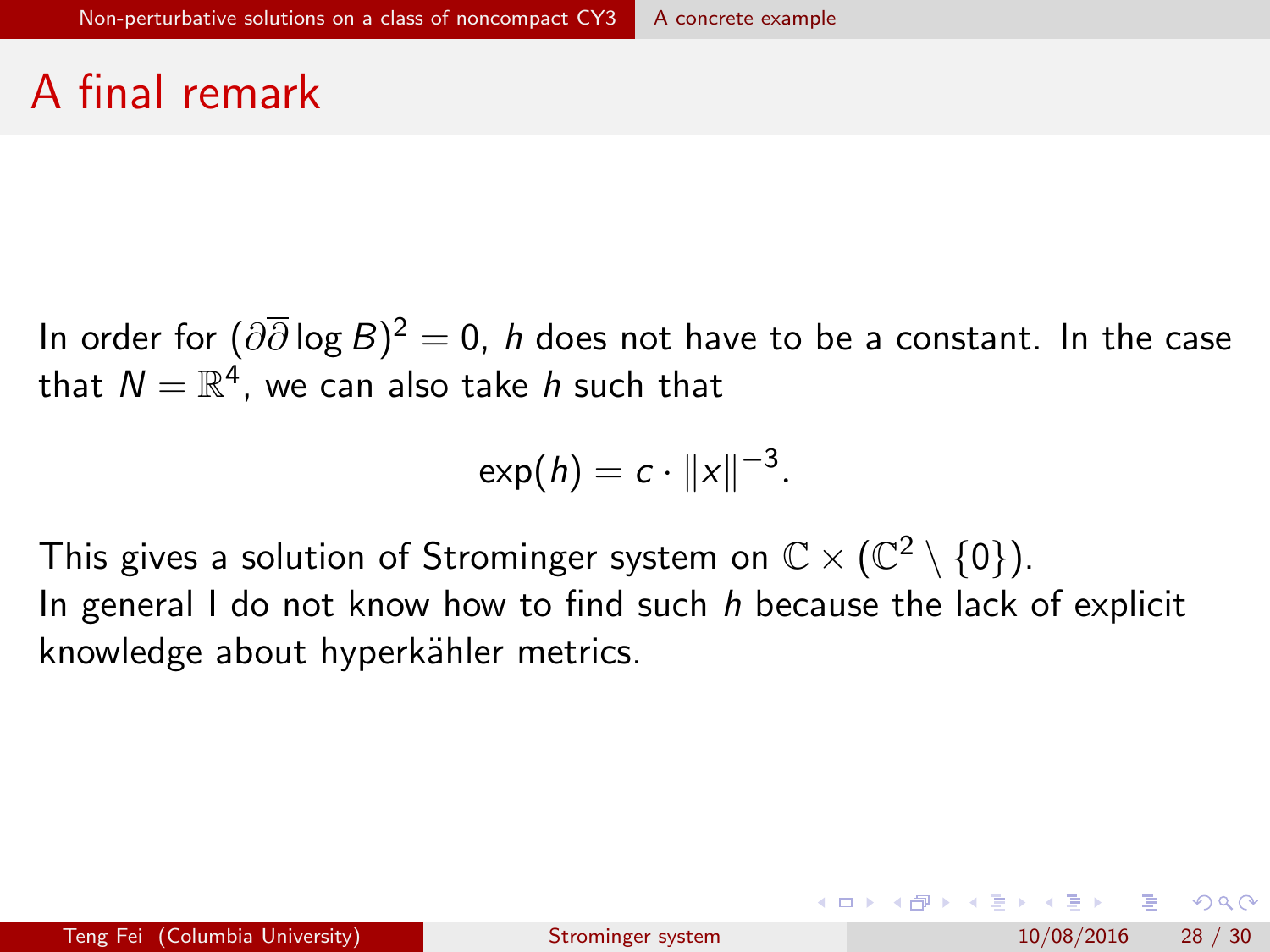# A final remark

In order for $(\partial\overline{\partial}\log B)^2 = 0$, $h$ does not have to be a constant. In the case that $N = \mathbb{R}^4$, we can also take $h$ such that

$$\exp(h) = c \cdot \|x\|^{-3}.$$

This gives a solution of Strominger system on $\mathbb{C} \times (\mathbb{C}^2 \setminus \{0\})$.
In general I do not know how to find such $h$ because the lack of explicit knowledge about hyperkähler metrics.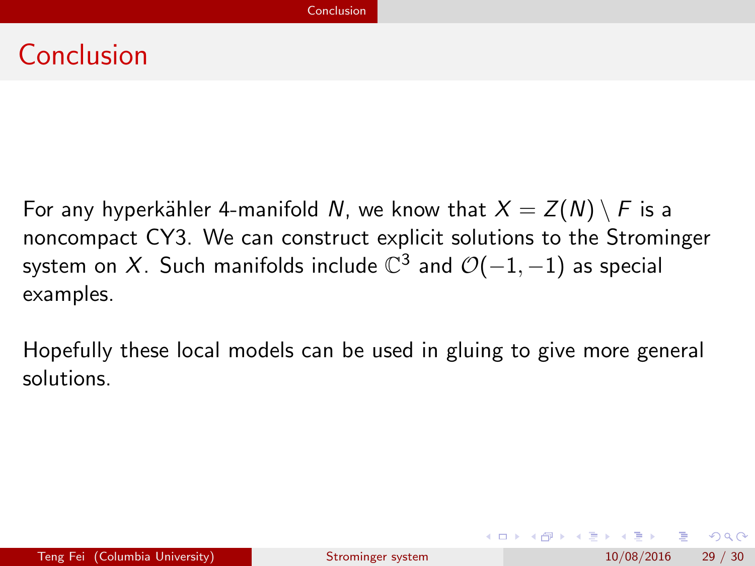# Conclusion

For any hyperkähler 4-manifold $N$, we know that $X = Z(N) \setminus F$ is a noncompact CY3. We can construct explicit solutions to the Strominger system on $X$. Such manifolds include $\mathbb{C}^3$ and $\mathcal{O}(-1,-1)$ as special examples.

Hopefully these local models can be used in gluing to give more general solutions.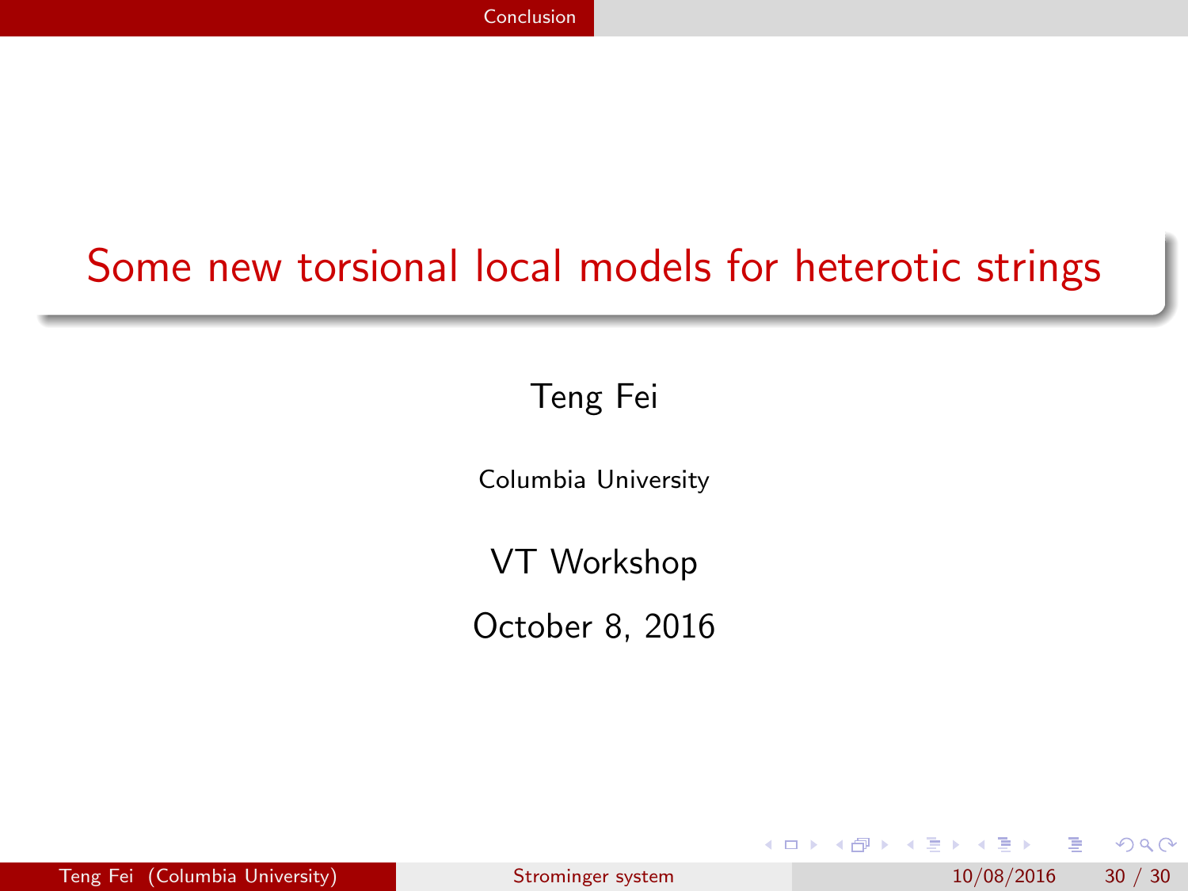# Some new torsional local models for heterotic strings

Teng Fei

Columbia University

VT Workshop

October 8, 2016